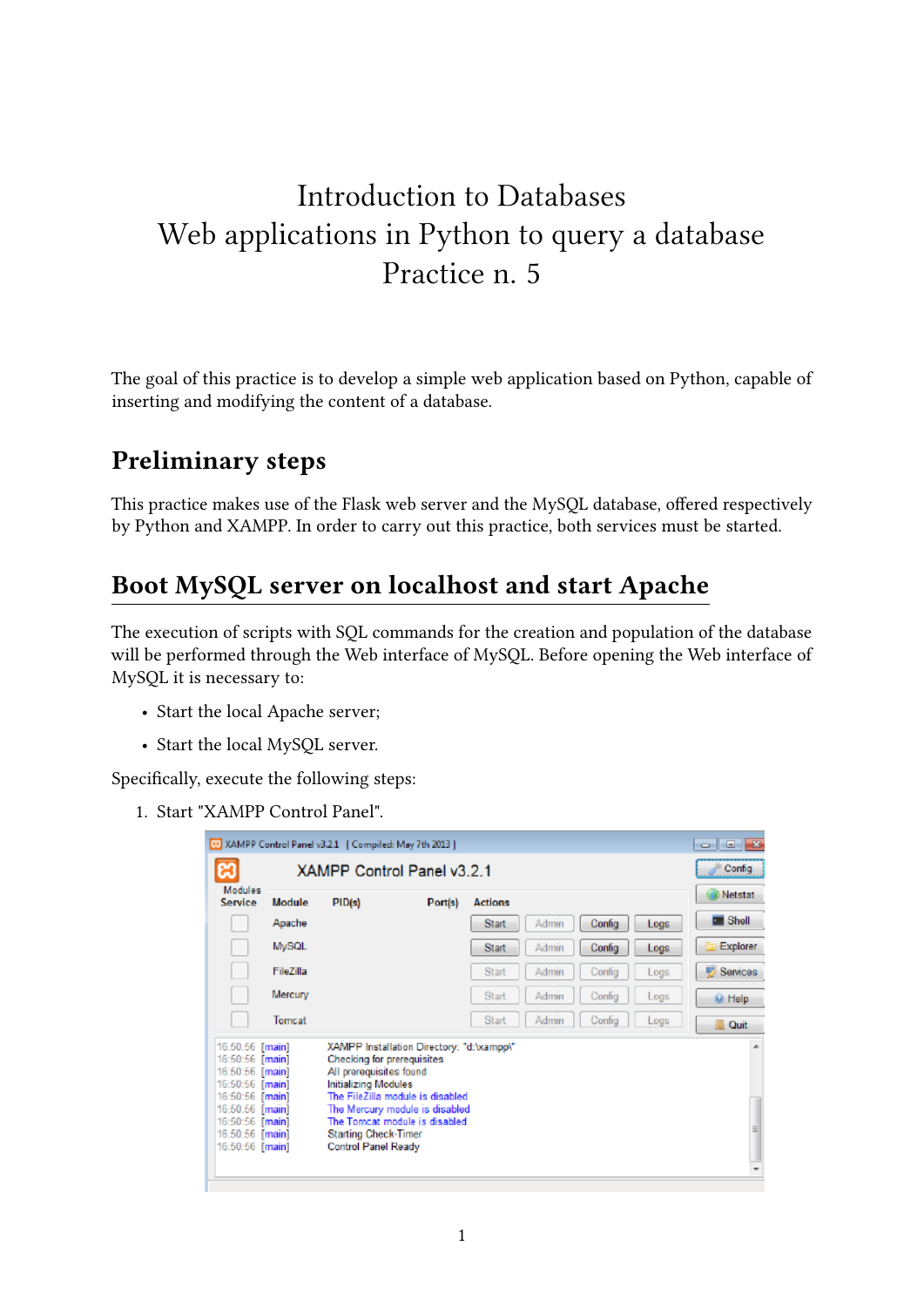# Introduction to Databases
# Web applications in Python to query a database
# Practice n. 5

The goal of this practice is to develop a simple web application based on Python, capable of inserting and modifying the content of a database.

## Preliminary steps

This practice makes use of the Flask web server and the MySQL database, offered respectively by Python and XAMPP. In order to carry out this practice, both services must be started.

## Boot MySQL server on localhost and start Apache

The execution of scripts with SQL commands for the creation and population of the database will be performed through the Web interface of MySQL. Before opening the Web interface of MySQL it is necessary to:

- Start the local Apache server;
- Start the local MySQL server.

Specifically, execute the following steps:

1. Start "XAMPP Control Panel".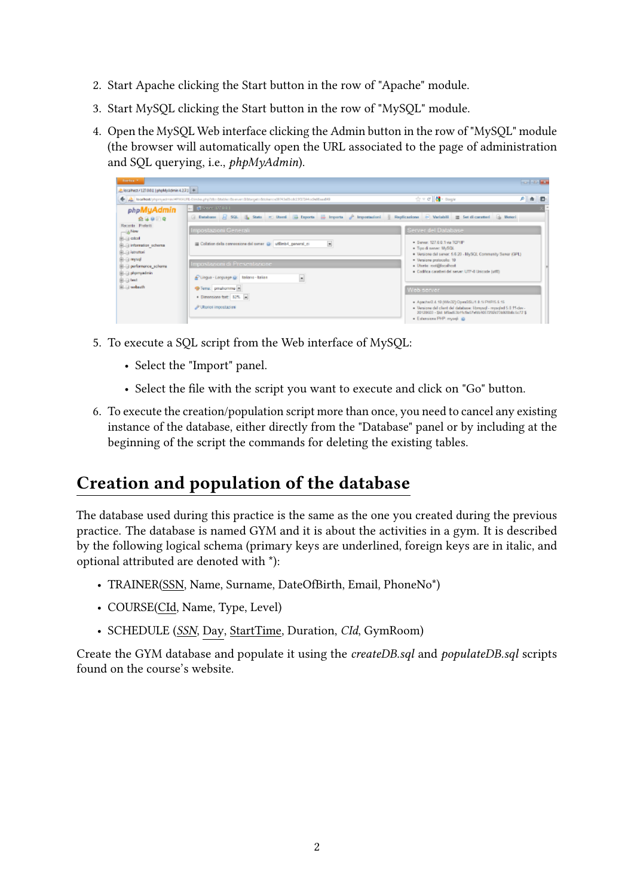2. Start Apache clicking the Start button in the row of "Apache" module.
3. Start MySQL clicking the Start button in the row of "MySQL" module.
4. Open the MySQL Web interface clicking the Admin button in the row of "MySQL" module (the browser will automatically open the URL associated to the page of administration and SQL querying, i.e., *phpMyAdmin*).
5. To execute a SQL script from the Web interface of MySQL:
   - Select the "Import" panel.
   - Select the file with the script you want to execute and click on "Go" button.
6. To execute the creation/population script more than once, you need to cancel any existing instance of the database, either directly from the "Database" panel or by including at the beginning of the script the commands for deleting the existing tables.

# Creation and population of the database

The database used during this practice is the same as the one you created during the previous practice. The database is named GYM and it is about the activities in a gym. It is described by the following logical schema (primary keys are underlined, foreign keys are in italic, and optional attributed are denoted with *):

- TRAINER(<u>SSN</u>, Name, Surname, DateOfBirth, Email, PhoneNo*)
- COURSE(<u>CId</u>, Name, Type, Level)
- SCHEDULE (<u>*SSN*</u>, <u>Day</u>, <u>StartTime</u>, Duration, *CId*, GymRoom)

Create the GYM database and populate it using the *createDB.sql* and *populateDB.sql* scripts found on the course's website.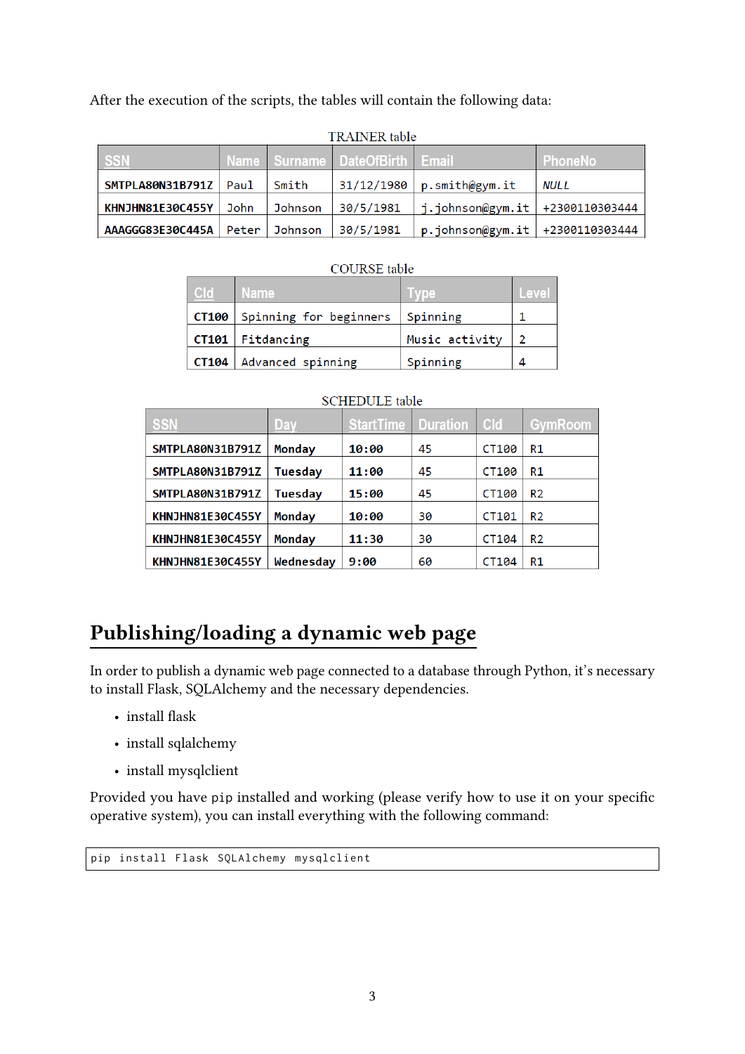After the execution of the scripts, the tables will contain the following data:

TRAINER table

| SSN | Name | Surname | DateOfBirth | Email | PhoneNo |
|---|---|---|---|---|---|
| **SMTPLA80N31B791Z** | Paul | Smith | 31/12/1980 | p.smith@gym.it | *NULL* |
| **KHNJHN81E30C455Y** | John | Johnson | 30/5/1981 | j.johnson@gym.it | +2300110303444 |
| **AAAGGG83E30C445A** | Peter | Johnson | 30/5/1981 | p.johnson@gym.it | +2300110303444 |

COURSE table

| CId | Name | Type | Level |
|---|---|---|---|
| **CT100** | Spinning for beginners | Spinning | 1 |
| **CT101** | Fitdancing | Music activity | 2 |
| **CT104** | Advanced spinning | Spinning | 4 |

SCHEDULE table

| SSN | Day | StartTime | Duration | CId | GymRoom |
|---|---|---|---|---|---|
| **SMTPLA80N31B791Z** | **Monday** | **10:00** | 45 | CT100 | R1 |
| **SMTPLA80N31B791Z** | **Tuesday** | **11:00** | 45 | CT100 | R1 |
| **SMTPLA80N31B791Z** | **Tuesday** | **15:00** | 45 | CT100 | R2 |
| **KHNJHN81E30C455Y** | **Monday** | **10:00** | 30 | CT101 | R2 |
| **KHNJHN81E30C455Y** | **Monday** | **11:30** | 30 | CT104 | R2 |
| **KHNJHN81E30C455Y** | **Wednesday** | **9:00** | 60 | CT104 | R1 |

# Publishing/loading a dynamic web page

In order to publish a dynamic web page connected to a database through Python, it's necessary to install Flask, SQLAlchemy and the necessary dependencies.

- install flask
- install sqlalchemy
- install mysqlclient

Provided you have `pip` installed and working (please verify how to use it on your specific operative system), you can install everything with the following command:

```
pip install Flask SQLAlchemy mysqlclient
```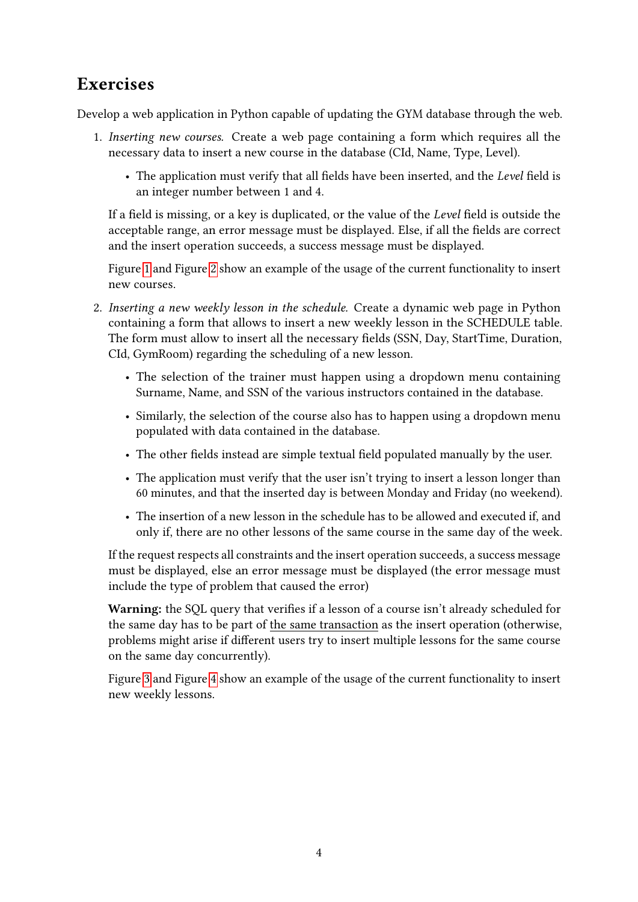## Exercises

Develop a web application in Python capable of updating the GYM database through the web.

1. *Inserting new courses.* Create a web page containing a form which requires all the necessary data to insert a new course in the database (CId, Name, Type, Level).

   - The application must verify that all fields have been inserted, and the *Level* field is an integer number between 1 and 4.

   If a field is missing, or a key is duplicated, or the value of the *Level* field is outside the acceptable range, an error message must be displayed. Else, if all the fields are correct and the insert operation succeeds, a success message must be displayed.

   Figure 1 and Figure 2 show an example of the usage of the current functionality to insert new courses.

2. *Inserting a new weekly lesson in the schedule.* Create a dynamic web page in Python containing a form that allows to insert a new weekly lesson in the SCHEDULE table. The form must allow to insert all the necessary fields (SSN, Day, StartTime, Duration, CId, GymRoom) regarding the scheduling of a new lesson.

   - The selection of the trainer must happen using a dropdown menu containing Surname, Name, and SSN of the various instructors contained in the database.
   - Similarly, the selection of the course also has to happen using a dropdown menu populated with data contained in the database.
   - The other fields instead are simple textual field populated manually by the user.
   - The application must verify that the user isn't trying to insert a lesson longer than 60 minutes, and that the inserted day is between Monday and Friday (no weekend).
   - The insertion of a new lesson in the schedule has to be allowed and executed if, and only if, there are no other lessons of the same course in the same day of the week.

   If the request respects all constraints and the insert operation succeeds, a success message must be displayed, else an error message must be displayed (the error message must include the type of problem that caused the error)

   **Warning:** the SQL query that verifies if a lesson of a course isn't already scheduled for the same day has to be part of <u>the same transaction</u> as the insert operation (otherwise, problems might arise if different users try to insert multiple lessons for the same course on the same day concurrently).

   Figure 3 and Figure 4 show an example of the usage of the current functionality to insert new weekly lessons.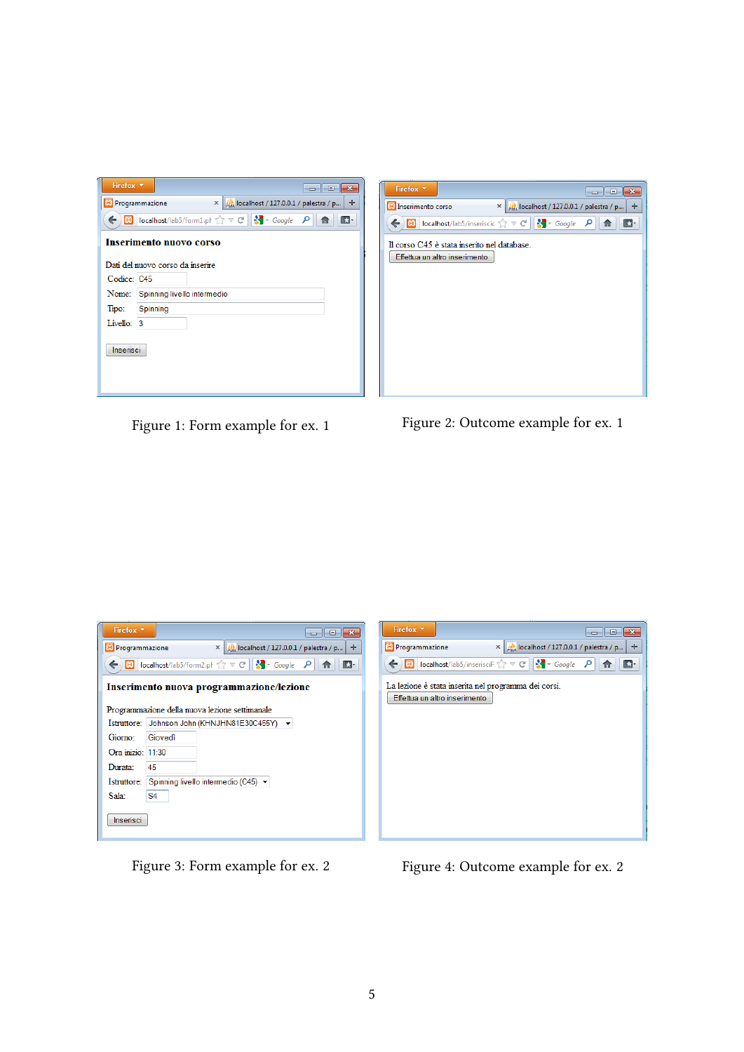Figure 1: Form example for ex. 1

Figure 2: Outcome example for ex. 1

Figure 3: Form example for ex. 2

Figure 4: Outcome example for ex. 2